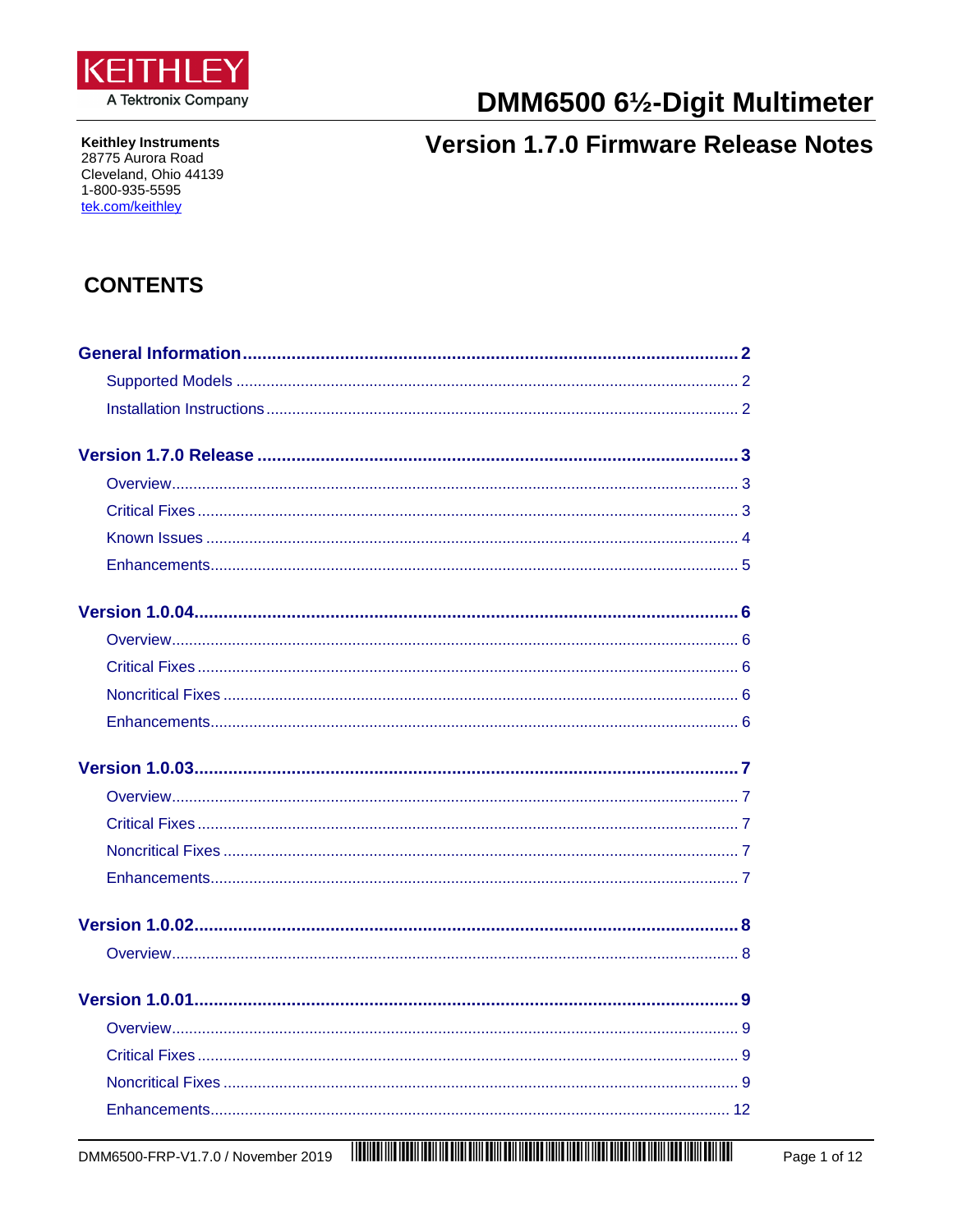KEITHLEY

A Tektronix Company

# DMM6500 6½-Digit Multimeter

## Version 1.7.0 Firmware Release Notes

**Keithley Instruments**
28775 Aurora Road
Cleveland, Ohio 44139
1-800-935-5595
tek.com/keithley

## CONTENTS

**General Information .................... 2**
- Supported Models .................... 2
- Installation Instructions .................... 2

**Version 1.7.0 Release .................... 3**
- Overview .................... 3
- Critical Fixes .................... 3
- Known Issues .................... 4
- Enhancements .................... 5

**Version 1.0.04 .................... 6**
- Overview .................... 6
- Critical Fixes .................... 6
- Noncritical Fixes .................... 6
- Enhancements .................... 6

**Version 1.0.03 .................... 7**
- Overview .................... 7
- Critical Fixes .................... 7
- Noncritical Fixes .................... 7
- Enhancements .................... 7

**Version 1.0.02 .................... 8**
- Overview .................... 8

**Version 1.0.01 .................... 9**
- Overview .................... 9
- Critical Fixes .................... 9
- Noncritical Fixes .................... 9
- Enhancements .................... 12

DMM6500-FRP-V1.7.0 / November 2019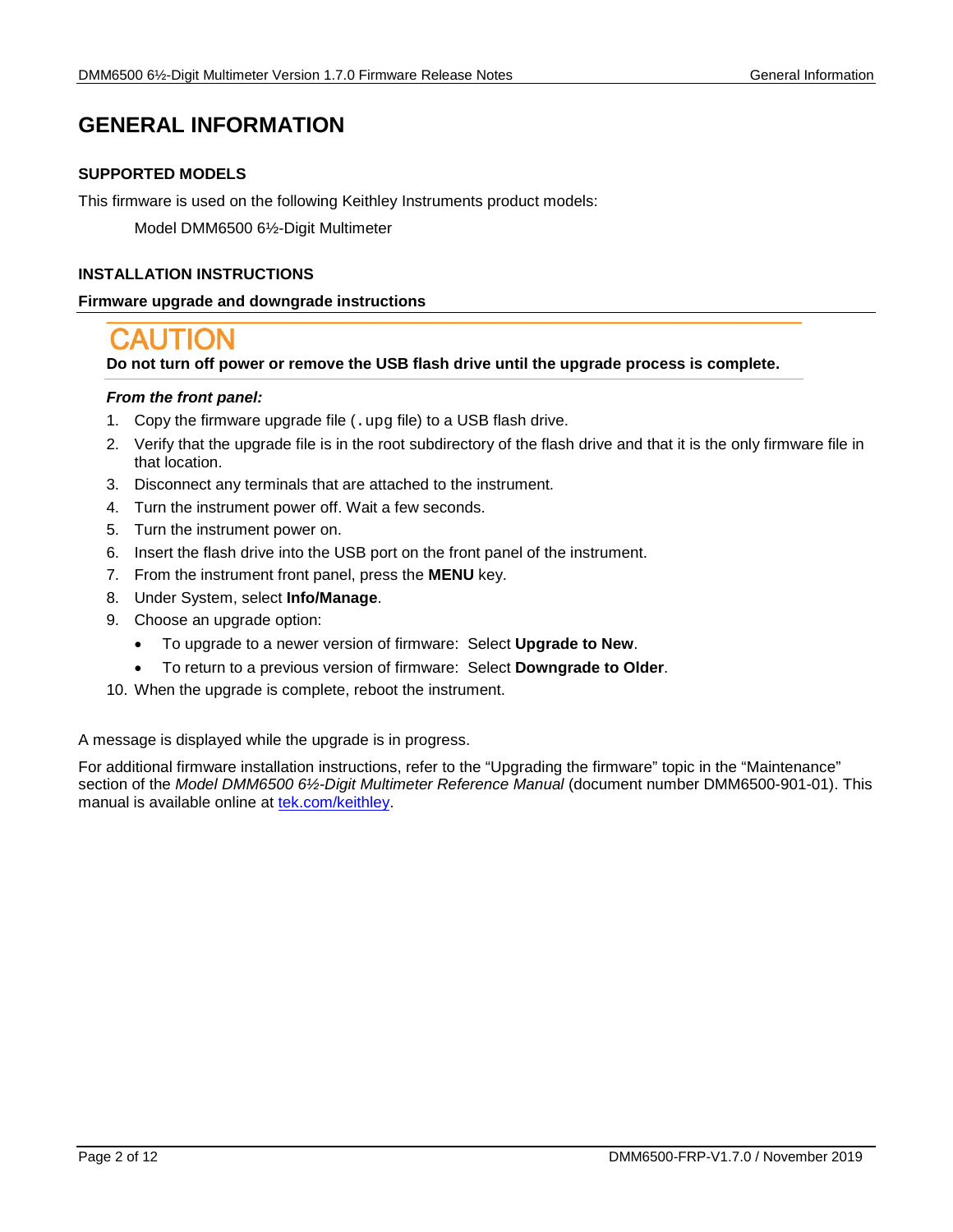# GENERAL INFORMATION

### SUPPORTED MODELS

This firmware is used on the following Keithley Instruments product models:

Model DMM6500 6½-Digit Multimeter

### INSTALLATION INSTRUCTIONS

**Firmware upgrade and downgrade instructions**

**CAUTION**

**Do not turn off power or remove the USB flash drive until the upgrade process is complete.**

***From the front panel:***

1. Copy the firmware upgrade file (`.upg` file) to a USB flash drive.
2. Verify that the upgrade file is in the root subdirectory of the flash drive and that it is the only firmware file in that location.
3. Disconnect any terminals that are attached to the instrument.
4. Turn the instrument power off. Wait a few seconds.
5. Turn the instrument power on.
6. Insert the flash drive into the USB port on the front panel of the instrument.
7. From the instrument front panel, press the **MENU** key.
8. Under System, select **Info/Manage**.
9. Choose an upgrade option:
   - To upgrade to a newer version of firmware: Select **Upgrade to New**.
   - To return to a previous version of firmware: Select **Downgrade to Older**.
10. When the upgrade is complete, reboot the instrument.

A message is displayed while the upgrade is in progress.

For additional firmware installation instructions, refer to the "Upgrading the firmware" topic in the "Maintenance" section of the *Model DMM6500 6½-Digit Multimeter Reference Manual* (document number DMM6500-901-01). This manual is available online at tek.com/keithley.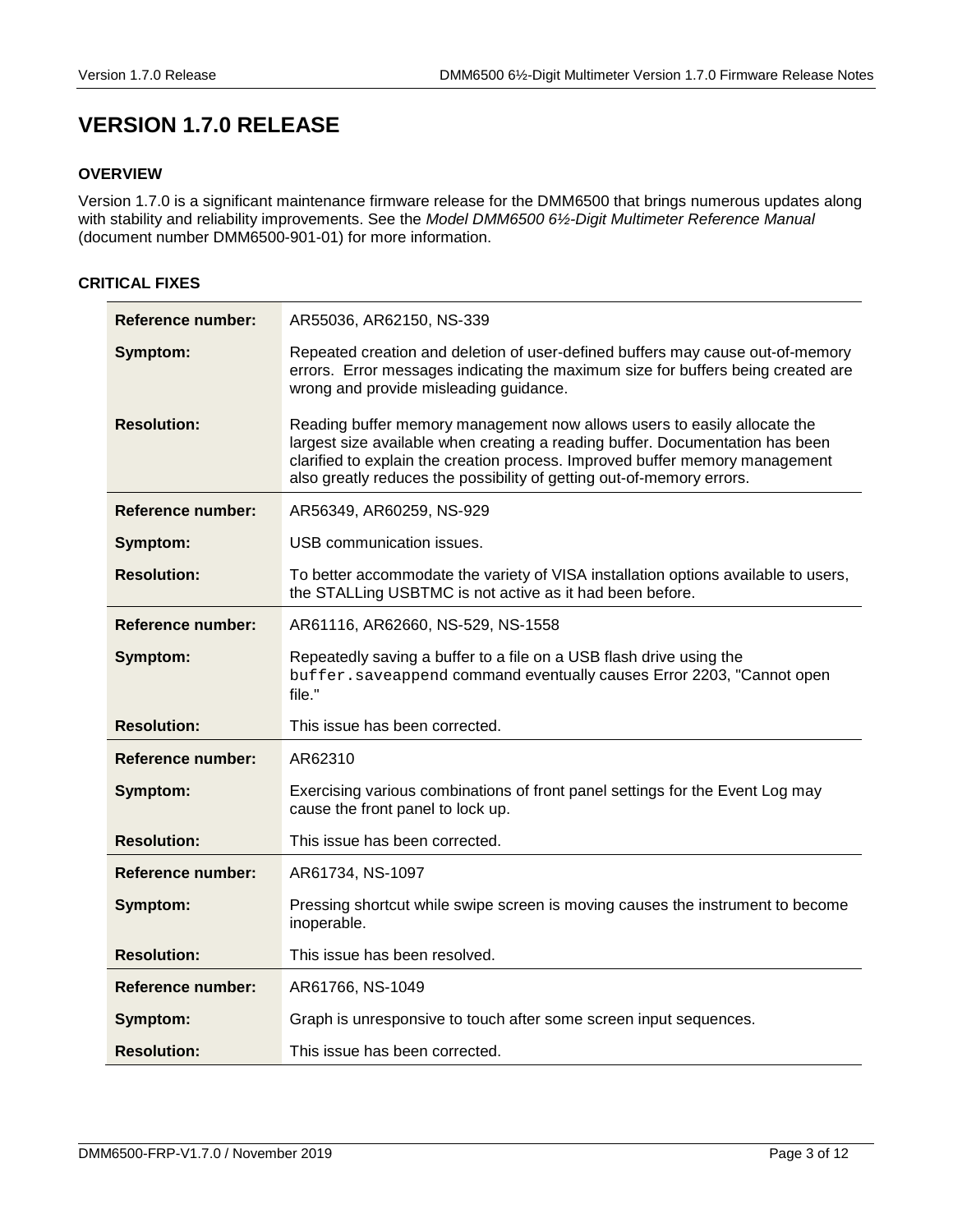# VERSION 1.7.0 RELEASE

### OVERVIEW

Version 1.7.0 is a significant maintenance firmware release for the DMM6500 that brings numerous updates along with stability and reliability improvements. See the *Model DMM6500 6½-Digit Multimeter Reference Manual* (document number DMM6500-901-01) for more information.

### CRITICAL FIXES

| | |
|---|---|
| **Reference number:** | AR55036, AR62150, NS-339 |
| **Symptom:** | Repeated creation and deletion of user-defined buffers may cause out-of-memory errors. Error messages indicating the maximum size for buffers being created are wrong and provide misleading guidance. |
| **Resolution:** | Reading buffer memory management now allows users to easily allocate the largest size available when creating a reading buffer. Documentation has been clarified to explain the creation process. Improved buffer memory management also greatly reduces the possibility of getting out-of-memory errors. |

| | |
|---|---|
| **Reference number:** | AR56349, AR60259, NS-929 |
| **Symptom:** | USB communication issues. |
| **Resolution:** | To better accommodate the variety of VISA installation options available to users, the STALLing USBTMC is not active as it had been before. |

| | |
|---|---|
| **Reference number:** | AR61116, AR62660, NS-529, NS-1558 |
| **Symptom:** | Repeatedly saving a buffer to a file on a USB flash drive using the `buffer.saveappend` command eventually causes Error 2203, "Cannot open file." |
| **Resolution:** | This issue has been corrected. |

| | |
|---|---|
| **Reference number:** | AR62310 |
| **Symptom:** | Exercising various combinations of front panel settings for the Event Log may cause the front panel to lock up. |
| **Resolution:** | This issue has been corrected. |

| | |
|---|---|
| **Reference number:** | AR61734, NS-1097 |
| **Symptom:** | Pressing shortcut while swipe screen is moving causes the instrument to become inoperable. |
| **Resolution:** | This issue has been resolved. |

| | |
|---|---|
| **Reference number:** | AR61766, NS-1049 |
| **Symptom:** | Graph is unresponsive to touch after some screen input sequences. |
| **Resolution:** | This issue has been corrected. |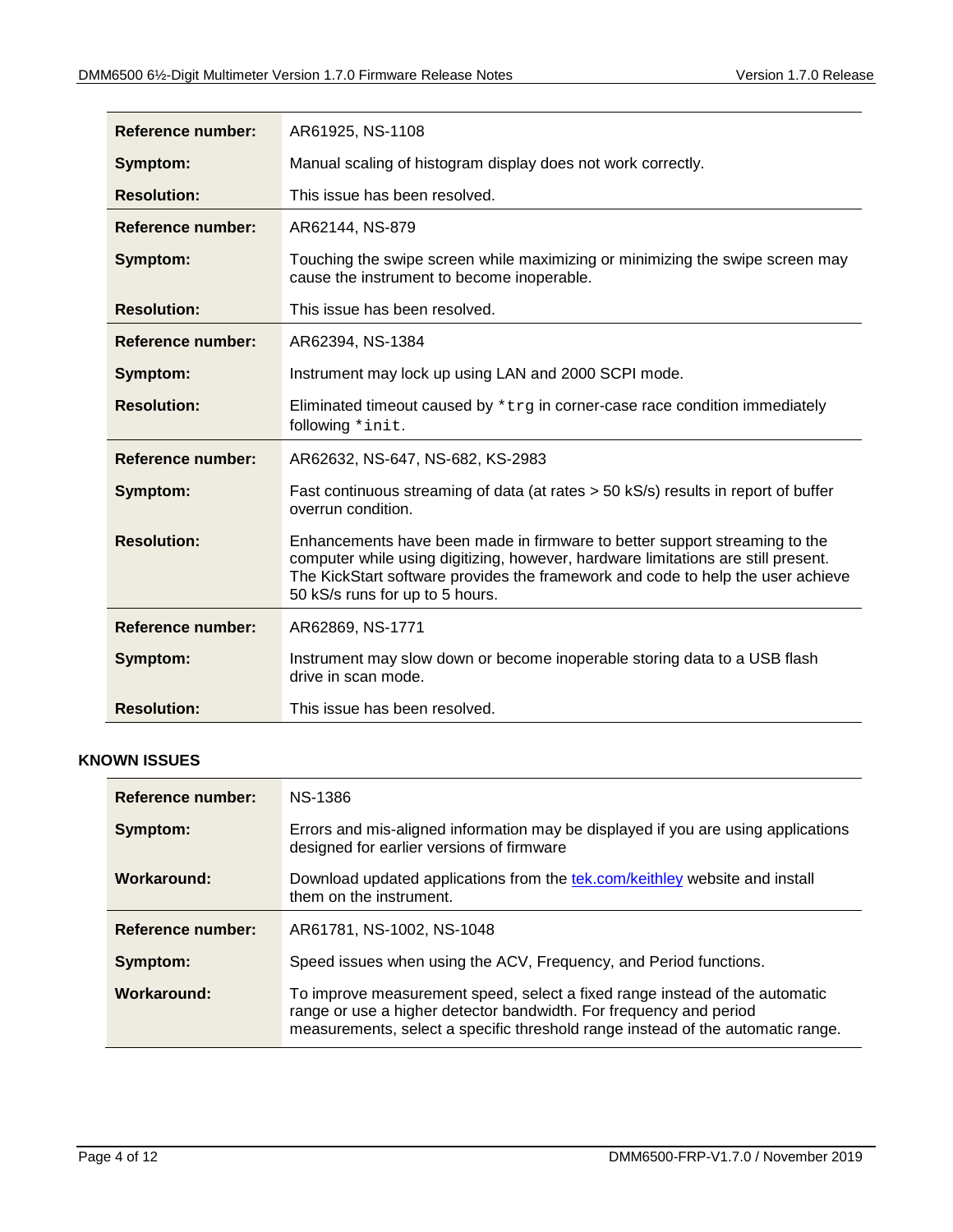| | |
|---|---|
| **Reference number:** | AR61925, NS-1108 |
| **Symptom:** | Manual scaling of histogram display does not work correctly. |
| **Resolution:** | This issue has been resolved. |
| **Reference number:** | AR62144, NS-879 |
| **Symptom:** | Touching the swipe screen while maximizing or minimizing the swipe screen may cause the instrument to become inoperable. |
| **Resolution:** | This issue has been resolved. |
| **Reference number:** | AR62394, NS-1384 |
| **Symptom:** | Instrument may lock up using LAN and 2000 SCPI mode. |
| **Resolution:** | Eliminated timeout caused by `*trg` in corner-case race condition immediately following `*init`. |
| **Reference number:** | AR62632, NS-647, NS-682, KS-2983 |
| **Symptom:** | Fast continuous streaming of data (at rates > 50 kS/s) results in report of buffer overrun condition. |
| **Resolution:** | Enhancements have been made in firmware to better support streaming to the computer while using digitizing, however, hardware limitations are still present. The KickStart software provides the framework and code to help the user achieve 50 kS/s runs for up to 5 hours. |
| **Reference number:** | AR62869, NS-1771 |
| **Symptom:** | Instrument may slow down or become inoperable storing data to a USB flash drive in scan mode. |
| **Resolution:** | This issue has been resolved. |

## KNOWN ISSUES

| | |
|---|---|
| **Reference number:** | NS-1386 |
| **Symptom:** | Errors and mis-aligned information may be displayed if you are using applications designed for earlier versions of firmware |
| **Workaround:** | Download updated applications from the tek.com/keithley website and install them on the instrument. |
| **Reference number:** | AR61781, NS-1002, NS-1048 |
| **Symptom:** | Speed issues when using the ACV, Frequency, and Period functions. |
| **Workaround:** | To improve measurement speed, select a fixed range instead of the automatic range or use a higher detector bandwidth. For frequency and period measurements, select a specific threshold range instead of the automatic range. |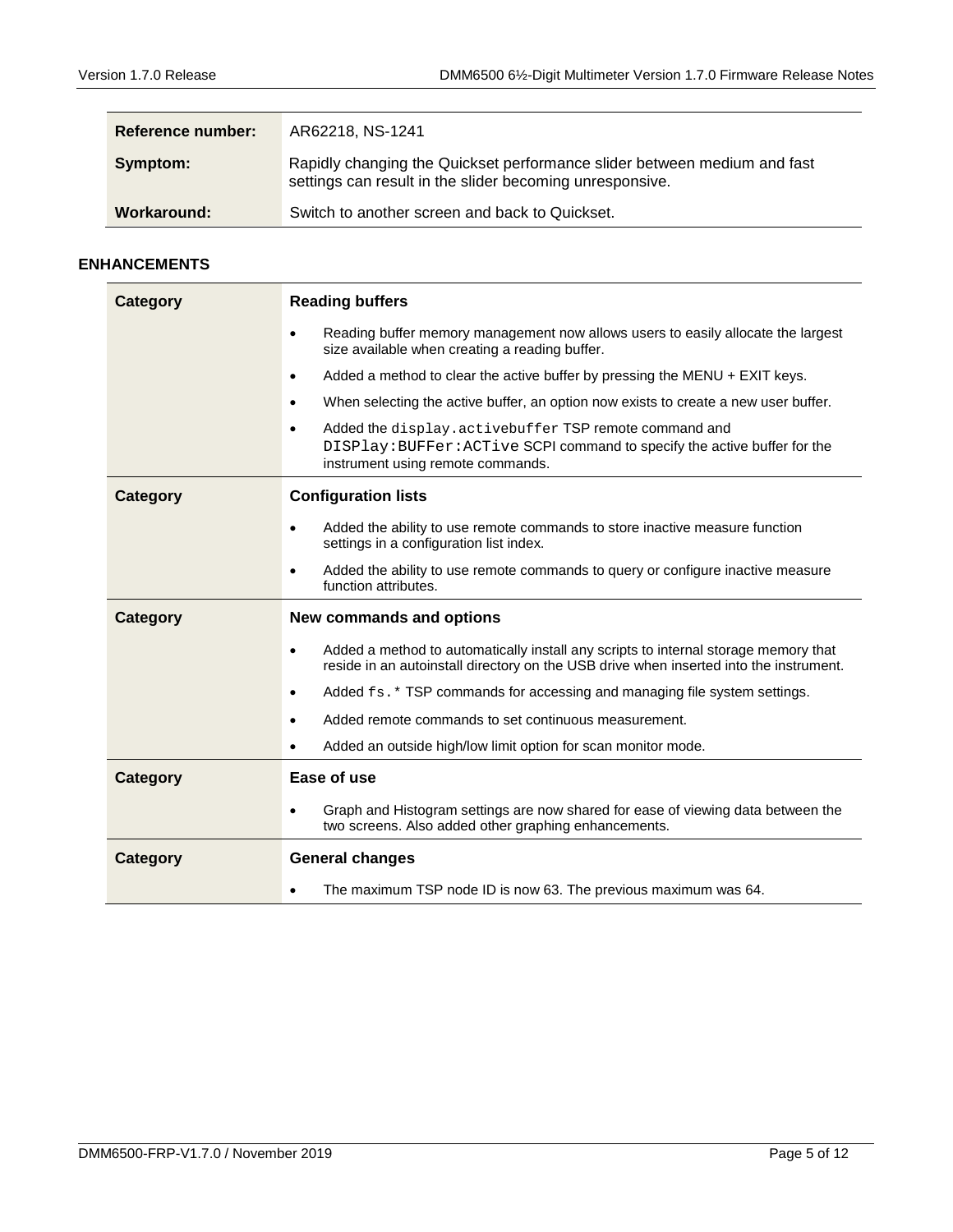| Reference number: | AR62218, NS-1241 |
|---|---|
| Symptom: | Rapidly changing the Quickset performance slider between medium and fast settings can result in the slider becoming unresponsive. |
| Workaround: | Switch to another screen and back to Quickset. |

## ENHANCEMENTS

| Category | Reading buffers |
|---|---|
| | • Reading buffer memory management now allows users to easily allocate the largest size available when creating a reading buffer.<br>• Added a method to clear the active buffer by pressing the MENU + EXIT keys.<br>• When selecting the active buffer, an option now exists to create a new user buffer.<br>• Added the `display.activebuffer` TSP remote command and `DISPlay:BUFFer:ACTive` SCPI command to specify the active buffer for the instrument using remote commands. |
| **Category** | **Configuration lists** |
| | • Added the ability to use remote commands to store inactive measure function settings in a configuration list index.<br>• Added the ability to use remote commands to query or configure inactive measure function attributes. |
| **Category** | **New commands and options** |
| | • Added a method to automatically install any scripts to internal storage memory that reside in an autoinstall directory on the USB drive when inserted into the instrument.<br>• Added `fs.*` TSP commands for accessing and managing file system settings.<br>• Added remote commands to set continuous measurement.<br>• Added an outside high/low limit option for scan monitor mode. |
| **Category** | **Ease of use** |
| | • Graph and Histogram settings are now shared for ease of viewing data between the two screens. Also added other graphing enhancements. |
| **Category** | **General changes** |
| | • The maximum TSP node ID is now 63. The previous maximum was 64. |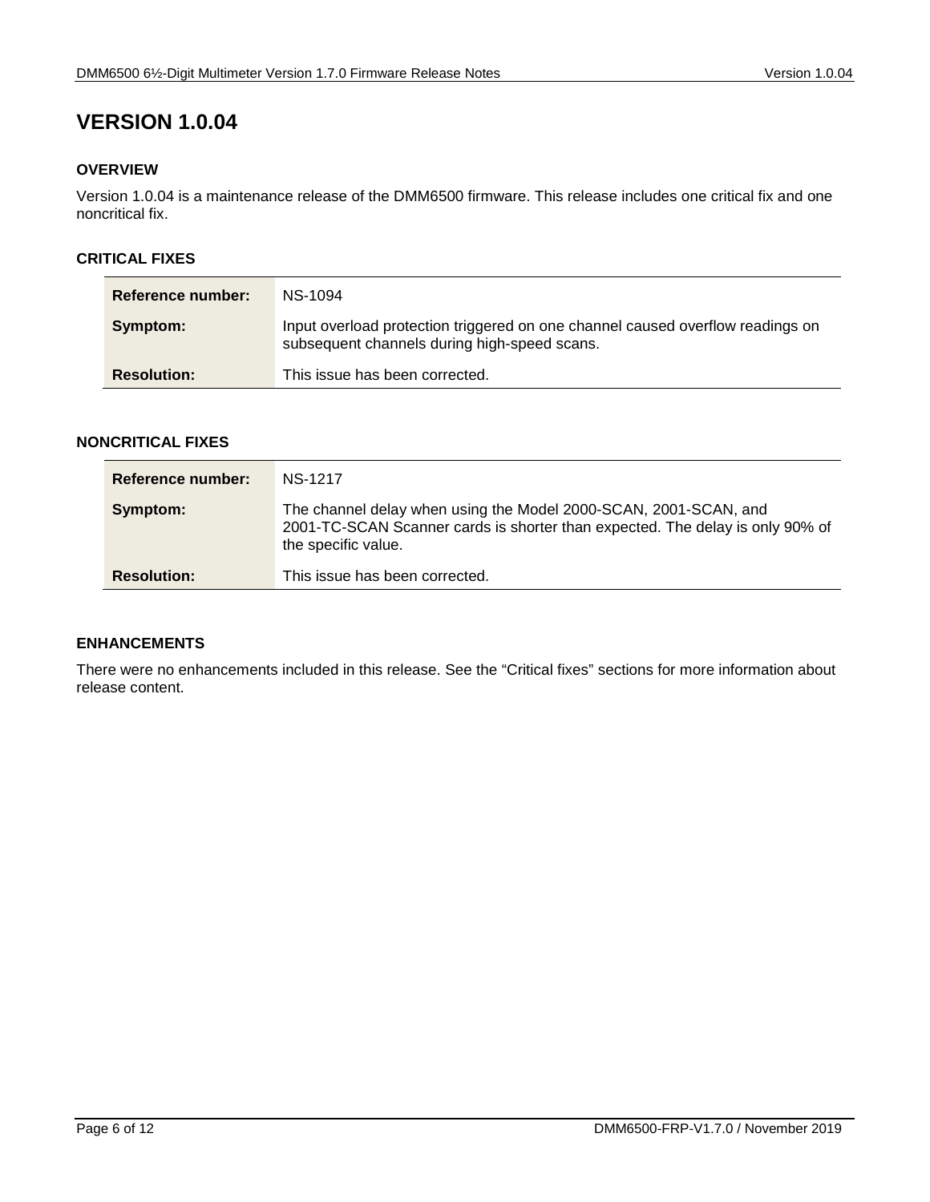# VERSION 1.0.04

## OVERVIEW

Version 1.0.04 is a maintenance release of the DMM6500 firmware. This release includes one critical fix and one noncritical fix.

## CRITICAL FIXES

| | |
|---|---|
| **Reference number:** | NS-1094 |
| **Symptom:** | Input overload protection triggered on one channel caused overflow readings on subsequent channels during high-speed scans. |
| **Resolution:** | This issue has been corrected. |

## NONCRITICAL FIXES

| | |
|---|---|
| **Reference number:** | NS-1217 |
| **Symptom:** | The channel delay when using the Model 2000-SCAN, 2001-SCAN, and 2001-TC-SCAN Scanner cards is shorter than expected. The delay is only 90% of the specific value. |
| **Resolution:** | This issue has been corrected. |

## ENHANCEMENTS

There were no enhancements included in this release. See the "Critical fixes" sections for more information about release content.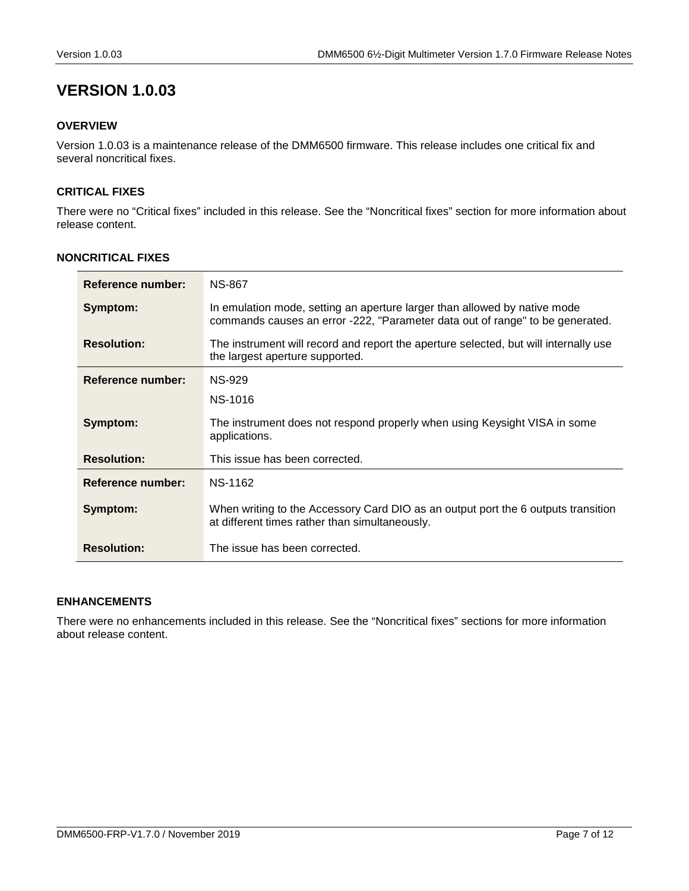# VERSION 1.0.03

## OVERVIEW

Version 1.0.03 is a maintenance release of the DMM6500 firmware. This release includes one critical fix and several noncritical fixes.

## CRITICAL FIXES

There were no “Critical fixes” included in this release. See the “Noncritical fixes” section for more information about release content.

## NONCRITICAL FIXES

| | |
|---|---|
| **Reference number:** | NS-867 |
| **Symptom:** | In emulation mode, setting an aperture larger than allowed by native mode commands causes an error -222, "Parameter data out of range" to be generated. |
| **Resolution:** | The instrument will record and report the aperture selected, but will internally use the largest aperture supported. |
| **Reference number:** | NS-929<br>NS-1016 |
| **Symptom:** | The instrument does not respond properly when using Keysight VISA in some applications. |
| **Resolution:** | This issue has been corrected. |
| **Reference number:** | NS-1162 |
| **Symptom:** | When writing to the Accessory Card DIO as an output port the 6 outputs transition at different times rather than simultaneously. |
| **Resolution:** | The issue has been corrected. |

## ENHANCEMENTS

There were no enhancements included in this release. See the “Noncritical fixes” sections for more information about release content.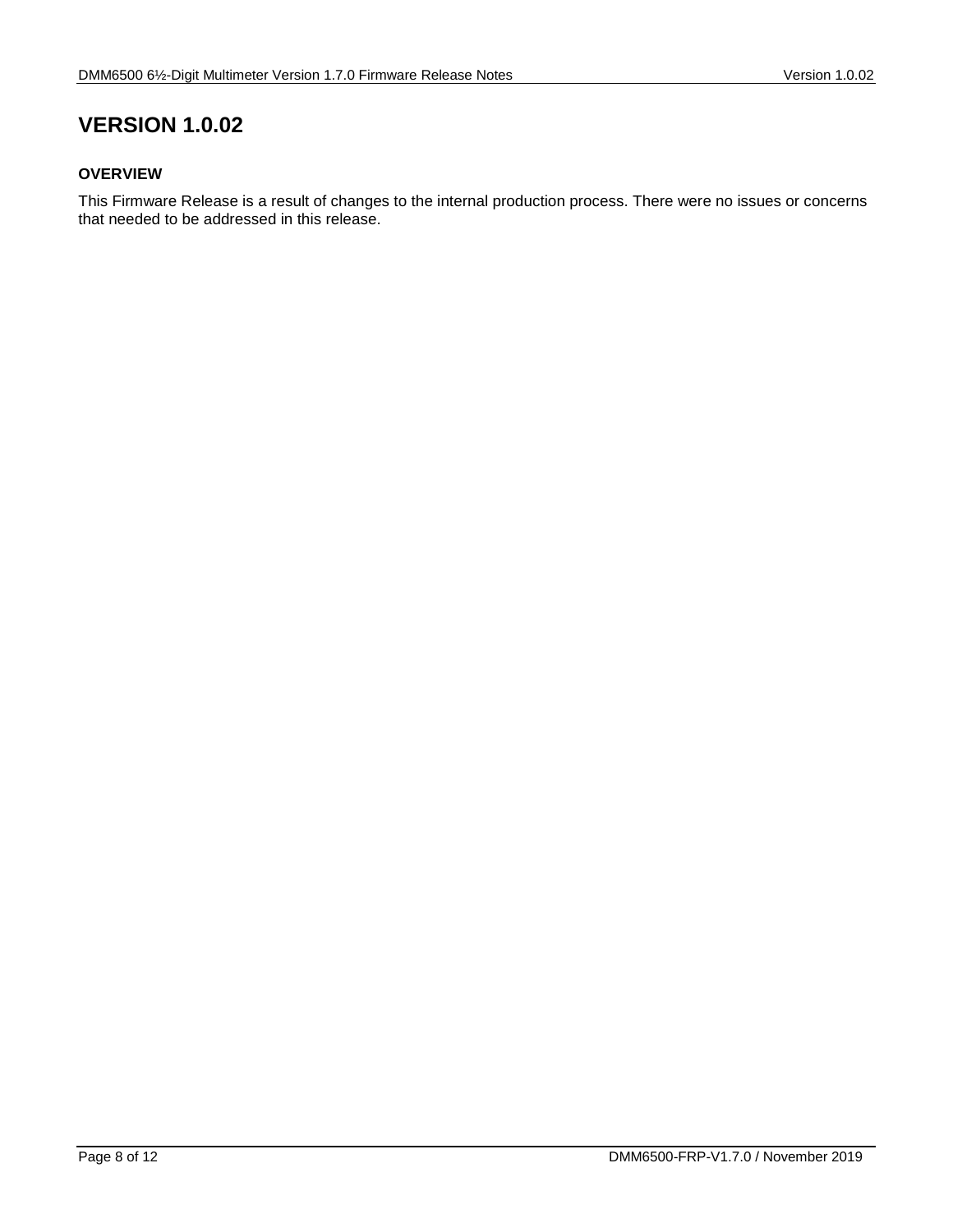# VERSION 1.0.02

### OVERVIEW

This Firmware Release is a result of changes to the internal production process. There were no issues or concerns that needed to be addressed in this release.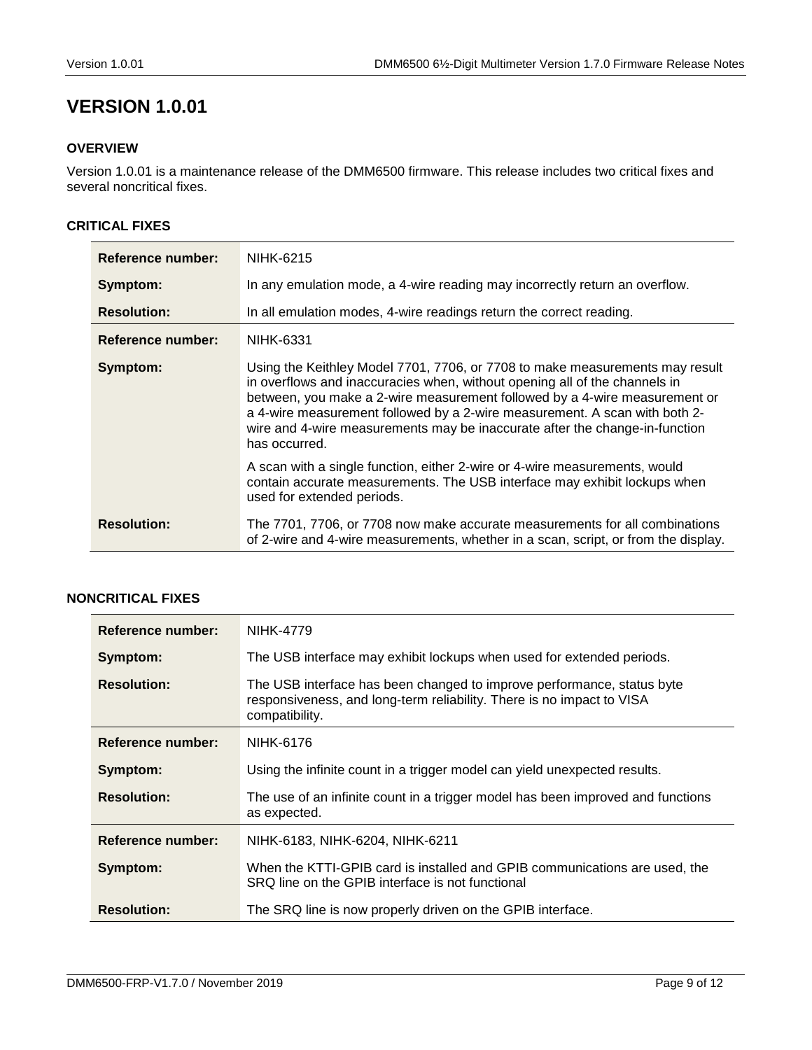# VERSION 1.0.01

### OVERVIEW

Version 1.0.01 is a maintenance release of the DMM6500 firmware. This release includes two critical fixes and several noncritical fixes.

### CRITICAL FIXES

| | |
|---|---|
| **Reference number:** | NIHK-6215 |
| **Symptom:** | In any emulation mode, a 4-wire reading may incorrectly return an overflow. |
| **Resolution:** | In all emulation modes, 4-wire readings return the correct reading. |
| **Reference number:** | NIHK-6331 |
| **Symptom:** | Using the Keithley Model 7701, 7706, or 7708 to make measurements may result in overflows and inaccuracies when, without opening all of the channels in between, you make a 2-wire measurement followed by a 4-wire measurement or a 4-wire measurement followed by a 2-wire measurement. A scan with both 2-wire and 4-wire measurements may be inaccurate after the change-in-function has occurred.<br><br>A scan with a single function, either 2-wire or 4-wire measurements, would contain accurate measurements. The USB interface may exhibit lockups when used for extended periods. |
| **Resolution:** | The 7701, 7706, or 7708 now make accurate measurements for all combinations of 2-wire and 4-wire measurements, whether in a scan, script, or from the display. |

### NONCRITICAL FIXES

| | |
|---|---|
| **Reference number:** | NIHK-4779 |
| **Symptom:** | The USB interface may exhibit lockups when used for extended periods. |
| **Resolution:** | The USB interface has been changed to improve performance, status byte responsiveness, and long-term reliability. There is no impact to VISA compatibility. |
| **Reference number:** | NIHK-6176 |
| **Symptom:** | Using the infinite count in a trigger model can yield unexpected results. |
| **Resolution:** | The use of an infinite count in a trigger model has been improved and functions as expected. |
| **Reference number:** | NIHK-6183, NIHK-6204, NIHK-6211 |
| **Symptom:** | When the KTTI-GPIB card is installed and GPIB communications are used, the SRQ line on the GPIB interface is not functional |
| **Resolution:** | The SRQ line is now properly driven on the GPIB interface. |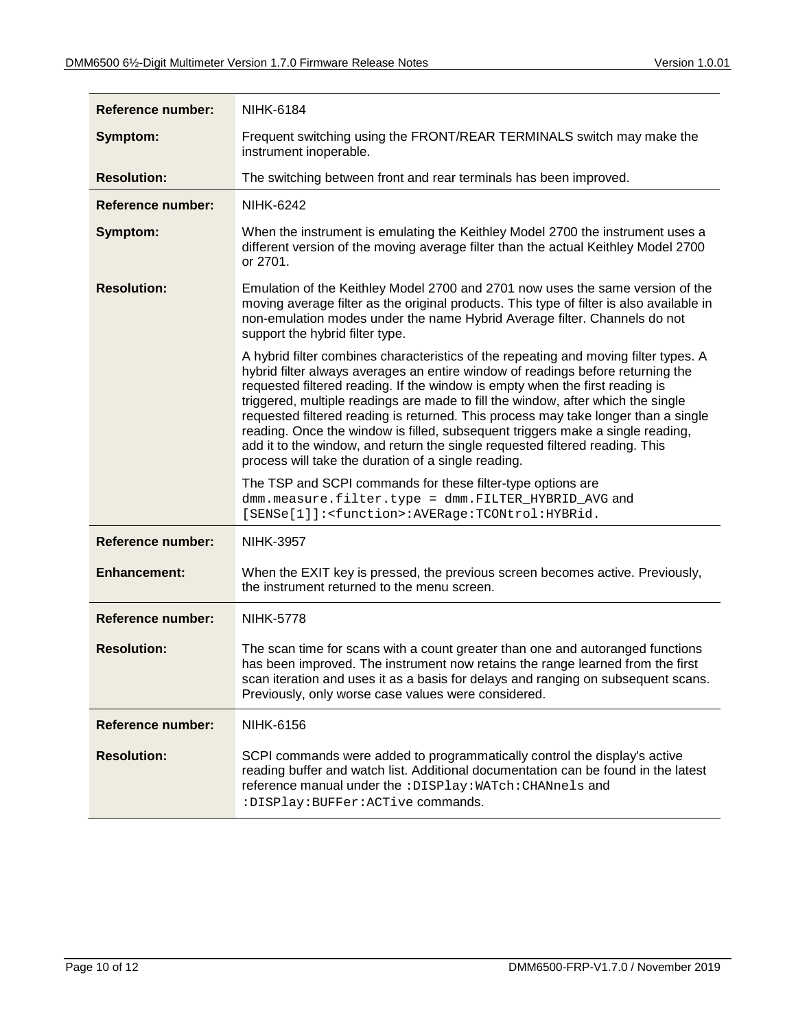| | |
|---|---|
| **Reference number:** | NIHK-6184 |
| **Symptom:** | Frequent switching using the FRONT/REAR TERMINALS switch may make the instrument inoperable. |
| **Resolution:** | The switching between front and rear terminals has been improved. |

| | |
|---|---|
| **Reference number:** | NIHK-6242 |
| **Symptom:** | When the instrument is emulating the Keithley Model 2700 the instrument uses a different version of the moving average filter than the actual Keithley Model 2700 or 2701. |
| **Resolution:** | Emulation of the Keithley Model 2700 and 2701 now uses the same version of the moving average filter as the original products. This type of filter is also available in non-emulation modes under the name Hybrid Average filter. Channels do not support the hybrid filter type.<br><br>A hybrid filter combines characteristics of the repeating and moving filter types. A hybrid filter always averages an entire window of readings before returning the requested filtered reading. If the window is empty when the first reading is triggered, multiple readings are made to fill the window, after which the single requested filtered reading is returned. This process may take longer than a single reading. Once the window is filled, subsequent triggers make a single reading, add it to the window, and return the single requested filtered reading. This process will take the duration of a single reading.<br><br>The TSP and SCPI commands for these filter-type options are `dmm.measure.filter.type = dmm.FILTER_HYBRID_AVG` and `[SENSe[1]]:<function>:AVERage:TCONtrol:HYBRid`. |

| | |
|---|---|
| **Reference number:** | NIHK-3957 |
| **Enhancement:** | When the EXIT key is pressed, the previous screen becomes active. Previously, the instrument returned to the menu screen. |

| | |
|---|---|
| **Reference number:** | NIHK-5778 |
| **Resolution:** | The scan time for scans with a count greater than one and autoranged functions has been improved. The instrument now retains the range learned from the first scan iteration and uses it as a basis for delays and ranging on subsequent scans. Previously, only worse case values were considered. |

| | |
|---|---|
| **Reference number:** | NIHK-6156 |
| **Resolution:** | SCPI commands were added to programmatically control the display's active reading buffer and watch list. Additional documentation can be found in the latest reference manual under the `:DISPlay:WATch:CHANnels` and `:DISPlay:BUFFer:ACTive` commands. |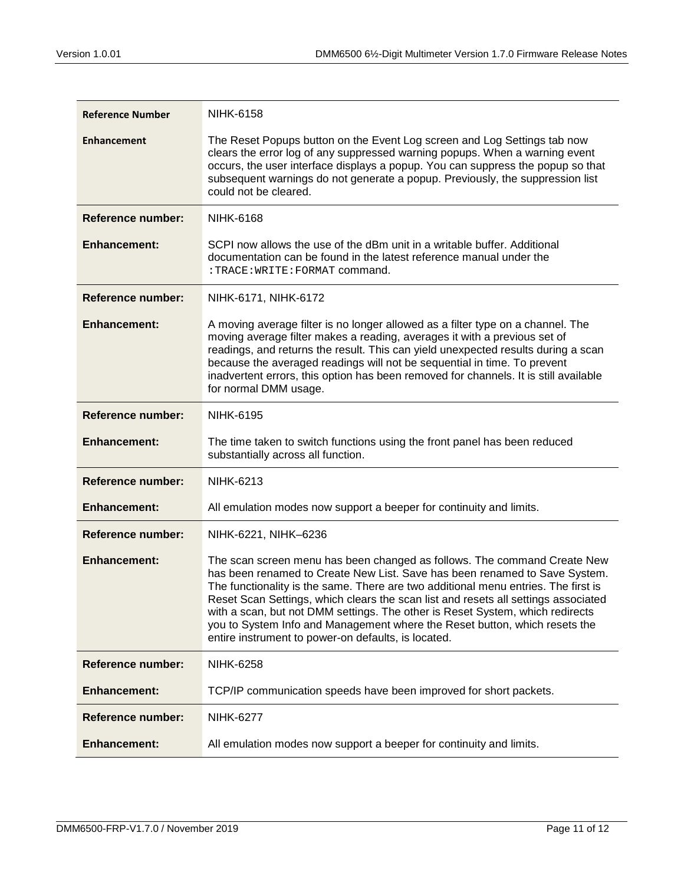| Reference Number | NIHK-6158 |
|---|---|
| **Enhancement** | The Reset Popups button on the Event Log screen and Log Settings tab now clears the error log of any suppressed warning popups. When a warning event occurs, the user interface displays a popup. You can suppress the popup so that subsequent warnings do not generate a popup. Previously, the suppression list could not be cleared. |
| **Reference number:** | NIHK-6168 |
| **Enhancement:** | SCPI now allows the use of the dBm unit in a writable buffer. Additional documentation can be found in the latest reference manual under the `:TRACE:WRITE:FORMAT` command. |
| **Reference number:** | NIHK-6171, NIHK-6172 |
| **Enhancement:** | A moving average filter is no longer allowed as a filter type on a channel. The moving average filter makes a reading, averages it with a previous set of readings, and returns the result. This can yield unexpected results during a scan because the averaged readings will not be sequential in time. To prevent inadvertent errors, this option has been removed for channels. It is still available for normal DMM usage. |
| **Reference number:** | NIHK-6195 |
| **Enhancement:** | The time taken to switch functions using the front panel has been reduced substantially across all function. |
| **Reference number:** | NIHK-6213 |
| **Enhancement:** | All emulation modes now support a beeper for continuity and limits. |
| **Reference number:** | NIHK-6221, NIHK–6236 |
| **Enhancement:** | The scan screen menu has been changed as follows. The command Create New has been renamed to Create New List. Save has been renamed to Save System. The functionality is the same. There are two additional menu entries. The first is Reset Scan Settings, which clears the scan list and resets all settings associated with a scan, but not DMM settings. The other is Reset System, which redirects you to System Info and Management where the Reset button, which resets the entire instrument to power-on defaults, is located. |
| **Reference number:** | NIHK-6258 |
| **Enhancement:** | TCP/IP communication speeds have been improved for short packets. |
| **Reference number:** | NIHK-6277 |
| **Enhancement:** | All emulation modes now support a beeper for continuity and limits. |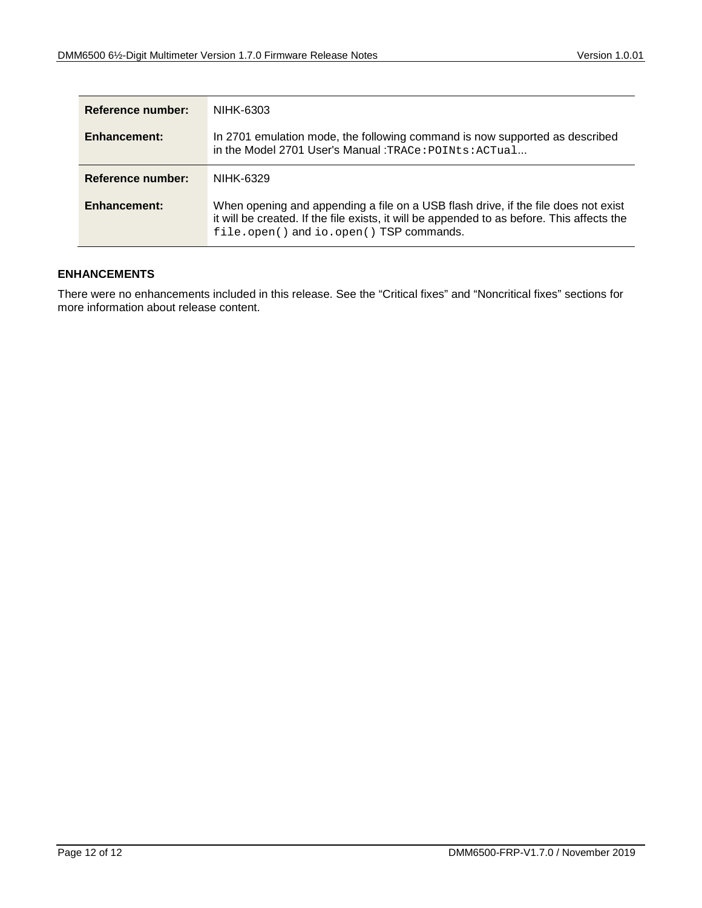| | |
|---|---|
| **Reference number:** | NIHK-6303 |
| **Enhancement:** | In 2701 emulation mode, the following command is now supported as described in the Model 2701 User's Manual :`TRACe:POINts:ACTual`... |
| **Reference number:** | NIHK-6329 |
| **Enhancement:** | When opening and appending a file on a USB flash drive, if the file does not exist it will be created. If the file exists, it will be appended to as before. This affects the `file.open()` and `io.open()` TSP commands. |

### ENHANCEMENTS

There were no enhancements included in this release. See the "Critical fixes" and "Noncritical fixes" sections for more information about release content.